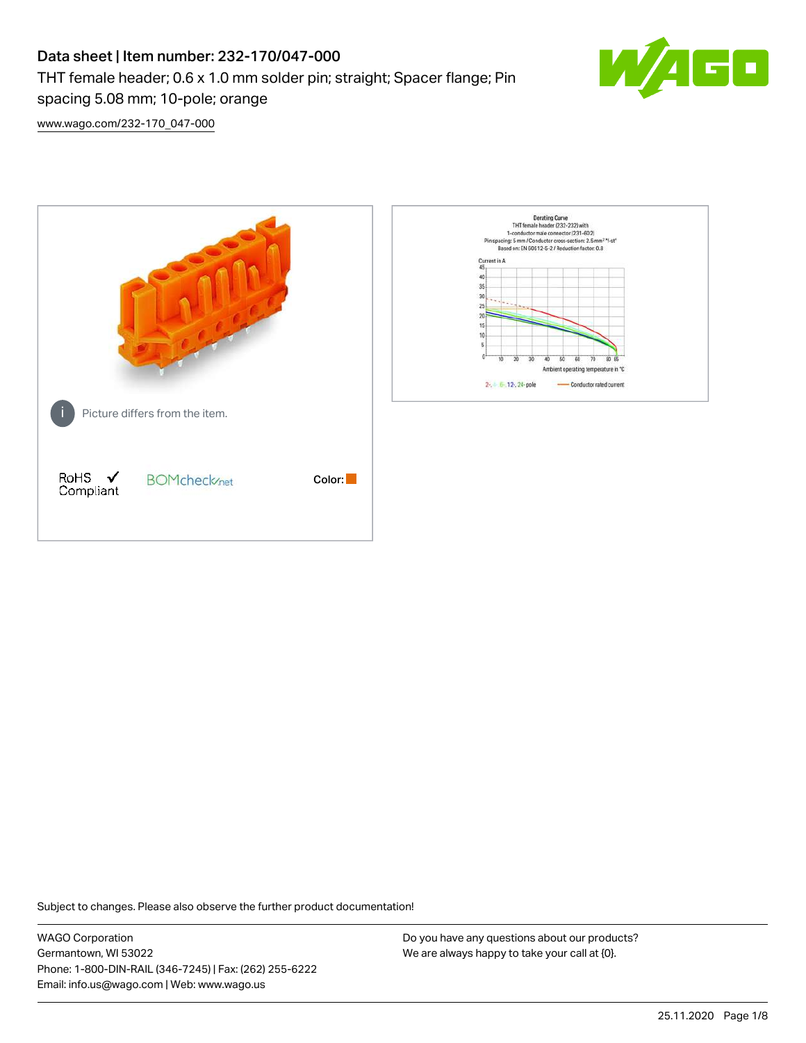# Data sheet | Item number: 232-170/047-000

THT female header; 0.6 x 1.0 mm solder pin; straight; Spacer flange; Pin spacing 5.08 mm; 10-pole; orange

www.wago.com/232-170_047-000

Picture differs from the item.

RoHS ✓ Compliant

BOMcheck.net

Color:

Subject to changes. Please also observe the further product documentation!

WAGO Corporation
Germantown, WI 53022
Phone: 1-800-DIN-RAIL (346-7245) | Fax: (262) 255-6222
Email: info.us@wago.com | Web: www.wago.us

Do you have any questions about our products?
We are always happy to take your call at {0}.

25.11.2020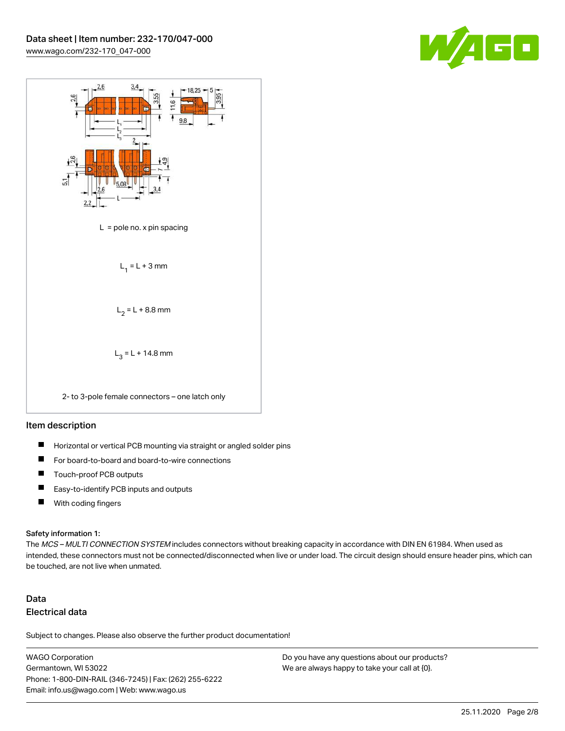L = pole no. x pin spacing

$L_1$ = L + 3 mm

$L_2$ = L + 8.8 mm

$L_3$ = L + 14.8 mm

2- to 3-pole female connectors – one latch only

## Item description

- Horizontal or vertical PCB mounting via straight or angled solder pins
- For board-to-board and board-to-wire connections
- Touch-proof PCB outputs
- Easy-to-identify PCB inputs and outputs
- With coding fingers

Safety information 1:
The *MCS – MULTI CONNECTION SYSTEM* includes connectors without breaking capacity in accordance with DIN EN 61984. When used as intended, these connectors must not be connected/disconnected when live or under load. The circuit design should ensure header pins, which can be touched, are not live when unmated.

## Data

### Electrical data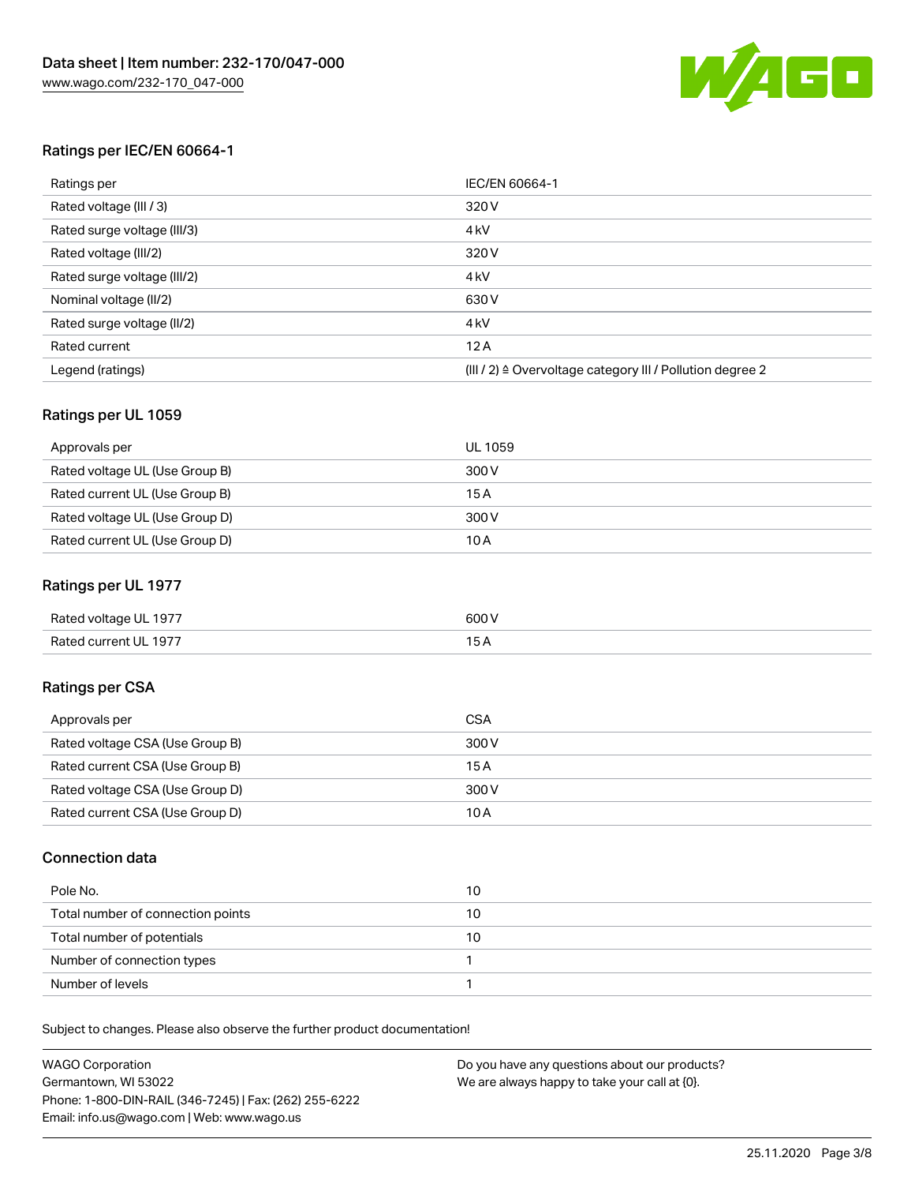## Ratings per IEC/EN 60664-1

| Ratings per | IEC/EN 60664-1 |
| --- | --- |
| Rated voltage (III / 3) | 320 V |
| Rated surge voltage (III/3) | 4 kV |
| Rated voltage (III/2) | 320 V |
| Rated surge voltage (III/2) | 4 kV |
| Nominal voltage (II/2) | 630 V |
| Rated surge voltage (II/2) | 4 kV |
| Rated current | 12 A |
| Legend (ratings) | (III / 2) ≙ Overvoltage category III / Pollution degree 2 |

## Ratings per UL 1059

| Approvals per | UL 1059 |
| --- | --- |
| Rated voltage UL (Use Group B) | 300 V |
| Rated current UL (Use Group B) | 15 A |
| Rated voltage UL (Use Group D) | 300 V |
| Rated current UL (Use Group D) | 10 A |

## Ratings per UL 1977

| Rated voltage UL 1977 | 600 V |
| --- | --- |
| Rated current UL 1977 | 15 A |

## Ratings per CSA

| Approvals per | CSA |
| --- | --- |
| Rated voltage CSA (Use Group B) | 300 V |
| Rated current CSA (Use Group B) | 15 A |
| Rated voltage CSA (Use Group D) | 300 V |
| Rated current CSA (Use Group D) | 10 A |

## Connection data

| Pole No. | 10 |
| --- | --- |
| Total number of connection points | 10 |
| Total number of potentials | 10 |
| Number of connection types | 1 |
| Number of levels | 1 |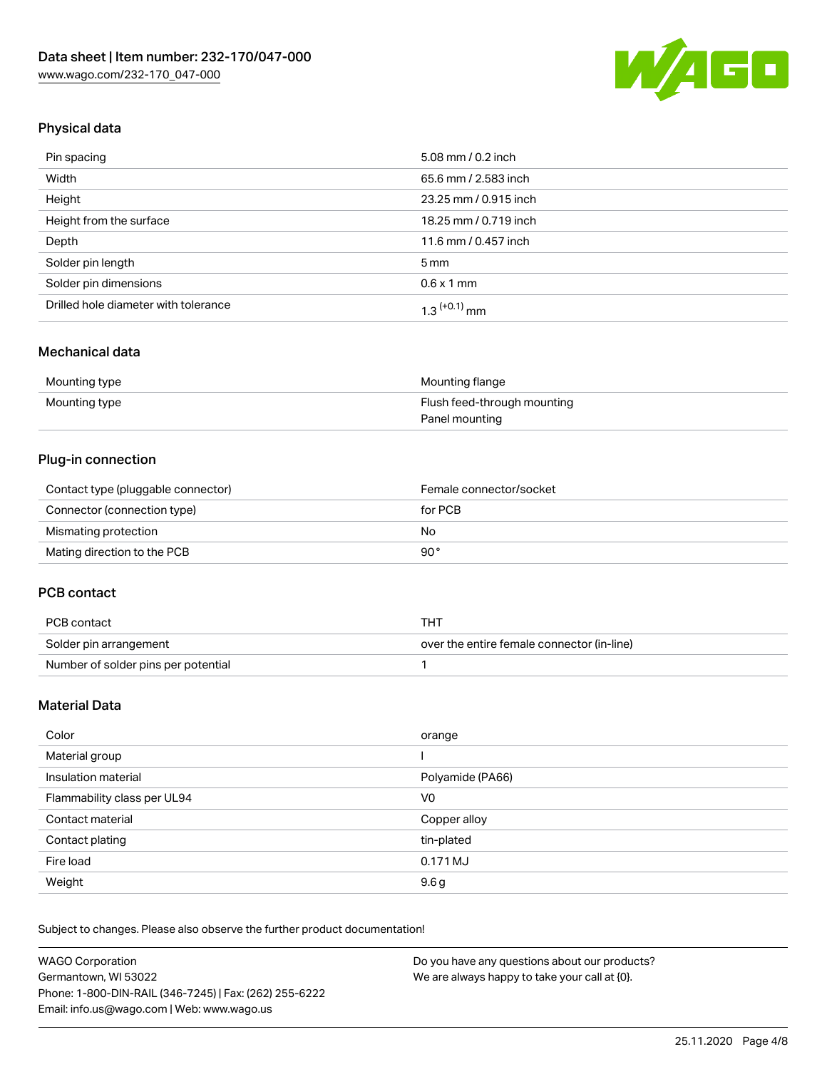## Physical data

| | |
|---|---|
| Pin spacing | 5.08 mm / 0.2 inch |
| Width | 65.6 mm / 2.583 inch |
| Height | 23.25 mm / 0.915 inch |
| Height from the surface | 18.25 mm / 0.719 inch |
| Depth | 11.6 mm / 0.457 inch |
| Solder pin length | 5 mm |
| Solder pin dimensions | 0.6 x 1 mm |
| Drilled hole diameter with tolerance | $1.3^{(+0.1)}$ mm |

## Mechanical data

| | |
|---|---|
| Mounting type | Mounting flange |
| Mounting type | Flush feed-through mounting<br>Panel mounting |

## Plug-in connection

| | |
|---|---|
| Contact type (pluggable connector) | Female connector/socket |
| Connector (connection type) | for PCB |
| Mismating protection | No |
| Mating direction to the PCB | 90° |

## PCB contact

| | |
|---|---|
| PCB contact | THT |
| Solder pin arrangement | over the entire female connector (in-line) |
| Number of solder pins per potential | 1 |

## Material Data

| | |
|---|---|
| Color | orange |
| Material group | I |
| Insulation material | Polyamide (PA66) |
| Flammability class per UL94 | V0 |
| Contact material | Copper alloy |
| Contact plating | tin-plated |
| Fire load | 0.171 MJ |
| Weight | 9.6 g |

Subject to changes. Please also observe the further product documentation!

WAGO Corporation
Germantown, WI 53022
Phone: 1-800-DIN-RAIL (346-7245) | Fax: (262) 255-6222
Email: info.us@wago.com | Web: www.wago.us

Do you have any questions about our products?
We are always happy to take your call at {0}.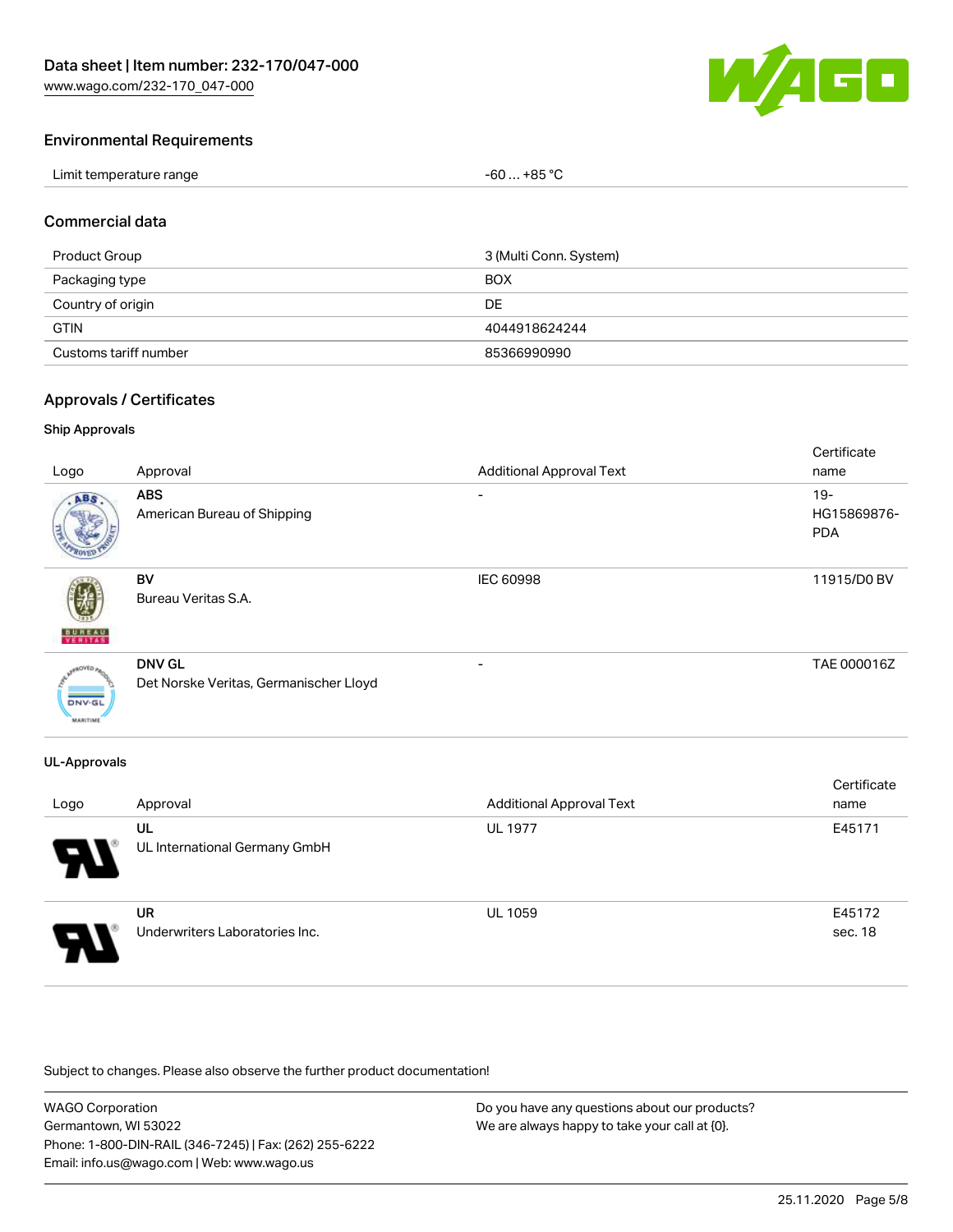## Environmental Requirements

| | |
|---|---|
| Limit temperature range | -60 … +85 °C |

## Commercial data

| | |
|---|---|
| Product Group | 3 (Multi Conn. System) |
| Packaging type | BOX |
| Country of origin | DE |
| GTIN | 4044918624244 |
| Customs tariff number | 85366990990 |

## Approvals / Certificates

### Ship Approvals

| Logo | Approval | Additional Approval Text | Certificate name |
|---|---|---|---|
| | **ABS**<br>American Bureau of Shipping | - | 19-HG15869876-PDA |
| | **BV**<br>Bureau Veritas S.A. | IEC 60998 | 11915/D0 BV |
| | **DNV GL**<br>Det Norske Veritas, Germanischer Lloyd | - | TAE 000016Z |

### UL-Approvals

| Logo | Approval | Additional Approval Text | Certificate name |
|---|---|---|---|
| | **UL**<br>UL International Germany GmbH | UL 1977 | E45171 |
| | **UR**<br>Underwriters Laboratories Inc. | UL 1059 | E45172 sec. 18 |

Subject to changes. Please also observe the further product documentation!

WAGO Corporation
Germantown, WI 53022
Phone: 1-800-DIN-RAIL (346-7245) | Fax: (262) 255-6222
Email: info.us@wago.com | Web: www.wago.us

Do you have any questions about our products?
We are always happy to take your call at {0}.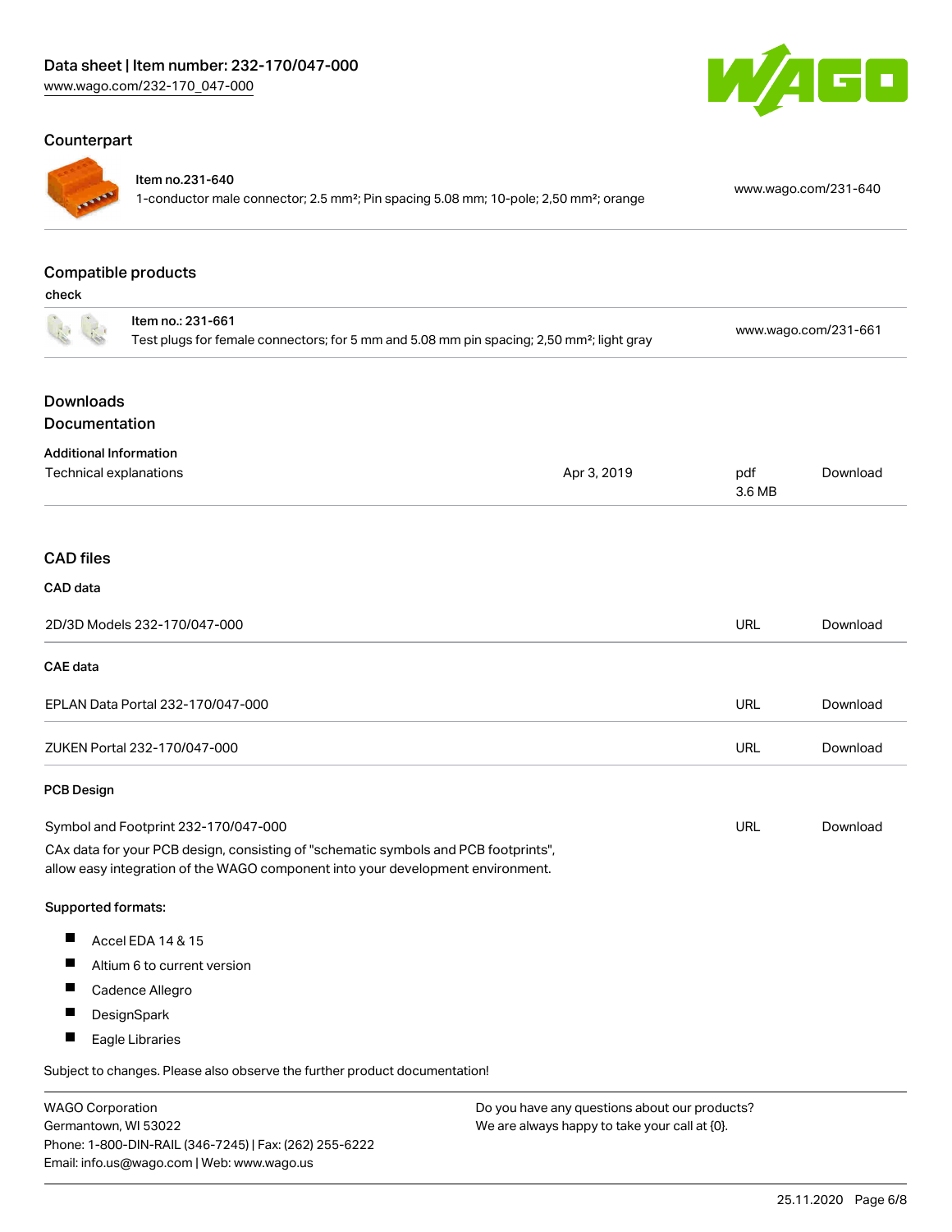## Counterpart

| | | |
|---|---|---|
| Item no.231-640<br>1-conductor male connector; 2.5 mm²; Pin spacing 5.08 mm; 10-pole; 2,50 mm²; orange | | www.wago.com/231-640 |

## Compatible products

check

| | |
|---|---|
| Item no.: 231-661<br>Test plugs for female connectors; for 5 mm and 5.08 mm pin spacing; 2,50 mm²; light gray | www.wago.com/231-661 |

## Downloads

## Documentation

**Additional Information**

| | | | |
|---|---|---|---|
| Technical explanations | Apr 3, 2019 | pdf<br>3.6 MB | Download |

## CAD files

**CAD data**

| | | |
|---|---|---|
| 2D/3D Models 232-170/047-000 | URL | Download |

**CAE data**

| | | |
|---|---|---|
| EPLAN Data Portal 232-170/047-000 | URL | Download |
| ZUKEN Portal 232-170/047-000 | URL | Download |

**PCB Design**

| | | |
|---|---|---|
| Symbol and Footprint 232-170/047-000 | URL | Download |

CAx data for your PCB design, consisting of "schematic symbols and PCB footprints", allow easy integration of the WAGO component into your development environment.

**Supported formats:**

- Accel EDA 14 & 15
- Altium 6 to current version
- Cadence Allegro
- DesignSpark
- Eagle Libraries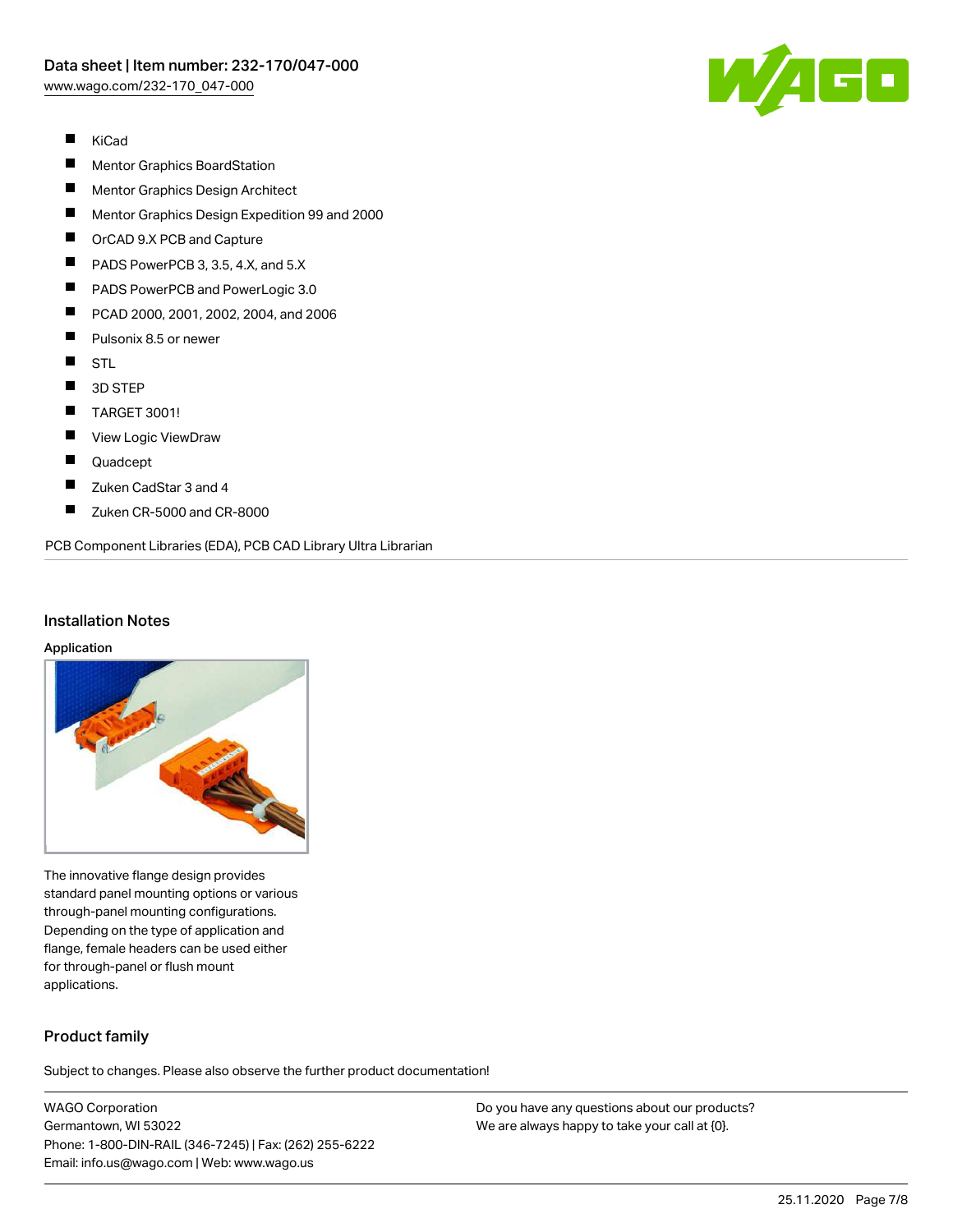- KiCad
- Mentor Graphics BoardStation
- Mentor Graphics Design Architect
- Mentor Graphics Design Expedition 99 and 2000
- OrCAD 9.X PCB and Capture
- PADS PowerPCB 3, 3.5, 4.X, and 5.X
- PADS PowerPCB and PowerLogic 3.0
- PCAD 2000, 2001, 2002, 2004, and 2006
- Pulsonix 8.5 or newer
- STL
- 3D STEP
- TARGET 3001!
- View Logic ViewDraw
- Quadcept
- Zuken CadStar 3 and 4
- Zuken CR-5000 and CR-8000

PCB Component Libraries (EDA), PCB CAD Library Ultra Librarian

## Installation Notes

### Application

The innovative flange design provides standard panel mounting options or various through-panel mounting configurations. Depending on the type of application and flange, female headers can be used either for through-panel or flush mount applications.

## Product family

Subject to changes. Please also observe the further product documentation!

WAGO Corporation
Germantown, WI 53022
Phone: 1-800-DIN-RAIL (346-7245) | Fax: (262) 255-6222
Email: info.us@wago.com | Web: www.wago.us

Do you have any questions about our products?
We are always happy to take your call at {0}.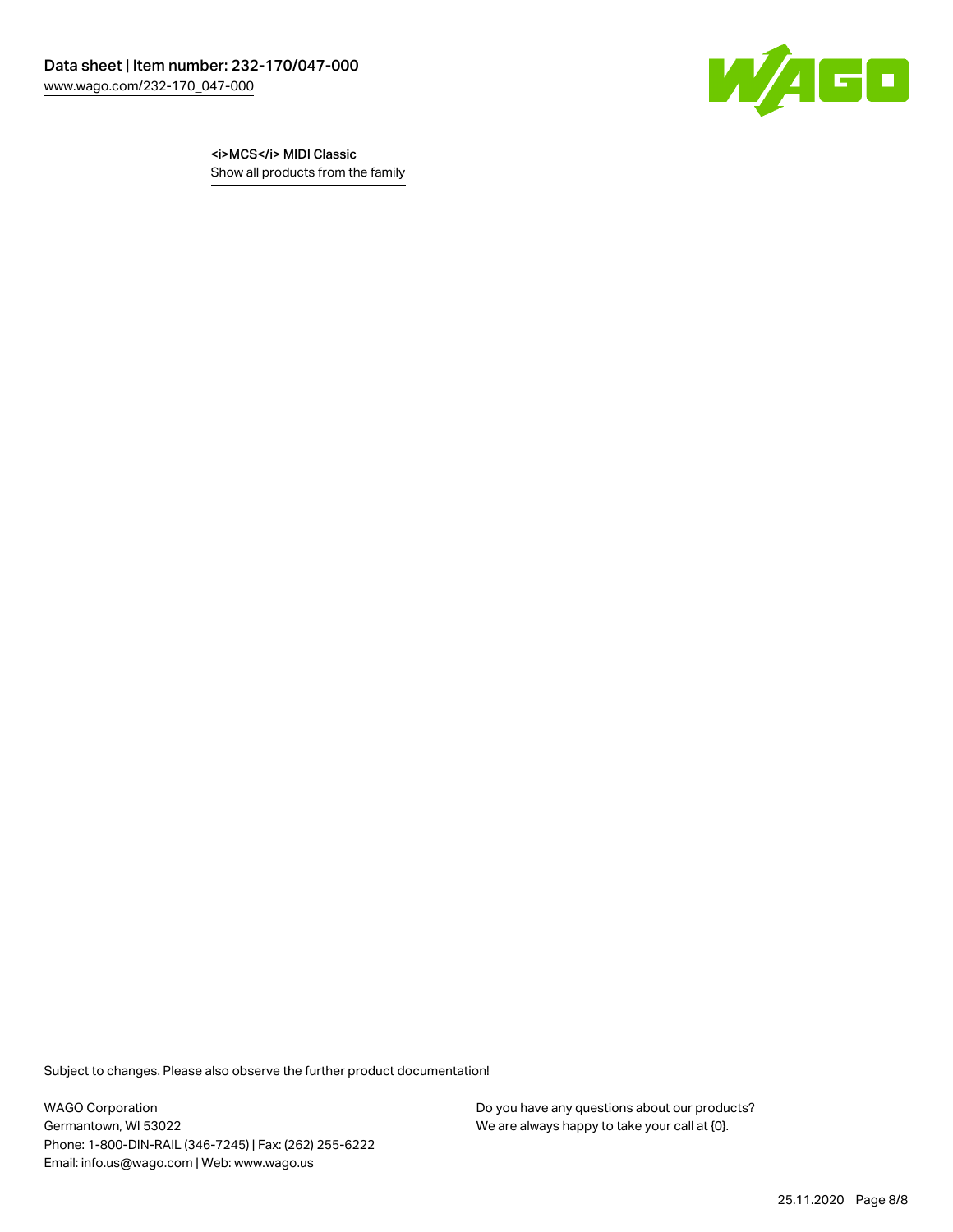<i>MCS</i> MIDI Classic
Show all products from the family